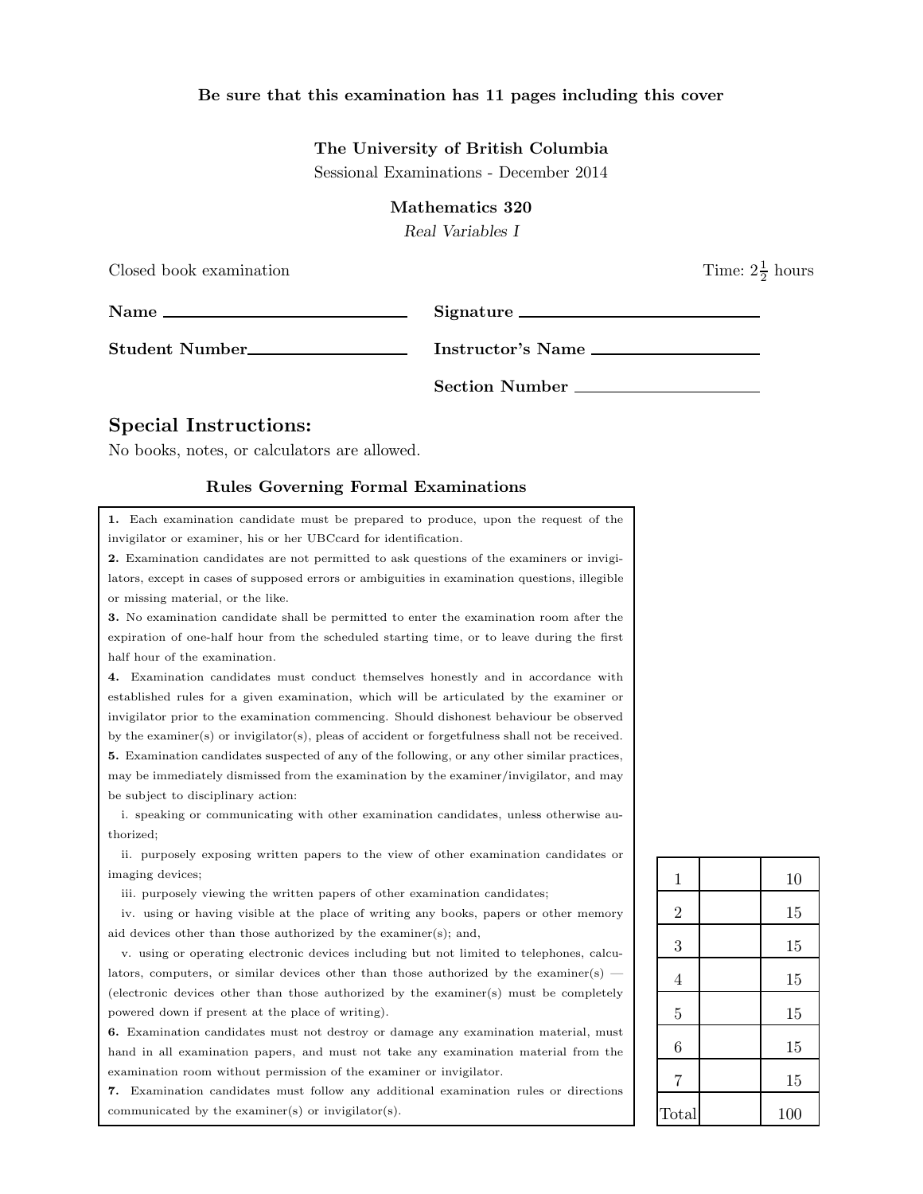**Be sure that this examination has 11 pages including this cover**

**The University of British Columbia**

Sessional Examinations - December 2014

**Mathematics 320**

*Real Variables I*

Closed book examination

Time: $2\frac{1}{2}$ hours

**Name** \_\_\_\_\_\_\_\_\_\_\_\_\_\_\_\_\_\_\_\_\_\_\_\_ **Signature** \_\_\_\_\_\_\_\_\_\_\_\_\_\_\_\_\_\_\_\_\_\_\_\_

**Student Number** \_\_\_\_\_\_\_\_\_\_\_\_\_\_\_\_\_\_\_\_\_\_\_\_ **Instructor's Name** \_\_\_\_\_\_\_\_\_\_\_\_\_\_\_\_\_\_\_\_\_\_\_\_

**Section Number** \_\_\_\_\_\_\_\_\_\_\_\_\_\_\_\_\_\_\_\_\_\_\_\_

## Special Instructions:

No books, notes, or calculators are allowed.

### Rules Governing Formal Examinations

**1.** Each examination candidate must be prepared to produce, upon the request of the invigilator or examiner, his or her UBCcard for identification.

**2.** Examination candidates are not permitted to ask questions of the examiners or invigilators, except in cases of supposed errors or ambiguities in examination questions, illegible or missing material, or the like.

**3.** No examination candidate shall be permitted to enter the examination room after the expiration of one-half hour from the scheduled starting time, or to leave during the first half hour of the examination.

**4.** Examination candidates must conduct themselves honestly and in accordance with established rules for a given examination, which will be articulated by the examiner or invigilator prior to the examination commencing. Should dishonest behaviour be observed by the examiner(s) or invigilator(s), pleas of accident or forgetfulness shall not be received.

**5.** Examination candidates suspected of any of the following, or any other similar practices, may be immediately dismissed from the examination by the examiner/invigilator, and may be subject to disciplinary action:

i. speaking or communicating with other examination candidates, unless otherwise authorized;

ii. purposely exposing written papers to the view of other examination candidates or imaging devices;

iii. purposely viewing the written papers of other examination candidates;

iv. using or having visible at the place of writing any books, papers or other memory aid devices other than those authorized by the examiner(s); and,

v. using or operating electronic devices including but not limited to telephones, calculators, computers, or similar devices other than those authorized by the examiner(s) — (electronic devices other than those authorized by the examiner(s) must be completely powered down if present at the place of writing).

**6.** Examination candidates must not destroy or damage any examination material, must hand in all examination papers, and must not take any examination material from the examination room without permission of the examiner or invigilator.

**7.** Examination candidates must follow any additional examination rules or directions communicated by the examiner(s) or invigilator(s).

| | | |
|---|---|---|
| 1 | | 10 |
| 2 | | 15 |
| 3 | | 15 |
| 4 | | 15 |
| 5 | | 15 |
| 6 | | 15 |
| 7 | | 15 |
| Total | | 100 |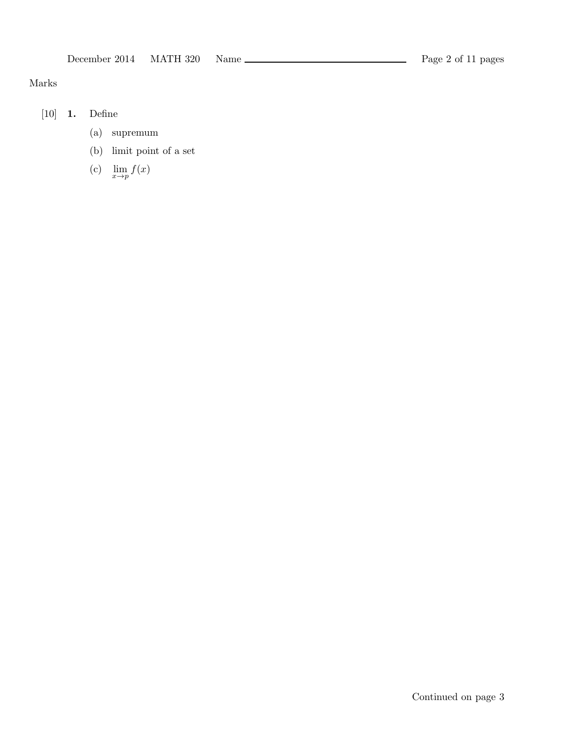Marks

[10] **1.** Define

(a) supremum

(b) limit point of a set

(c) $\lim_{x \to p} f(x)$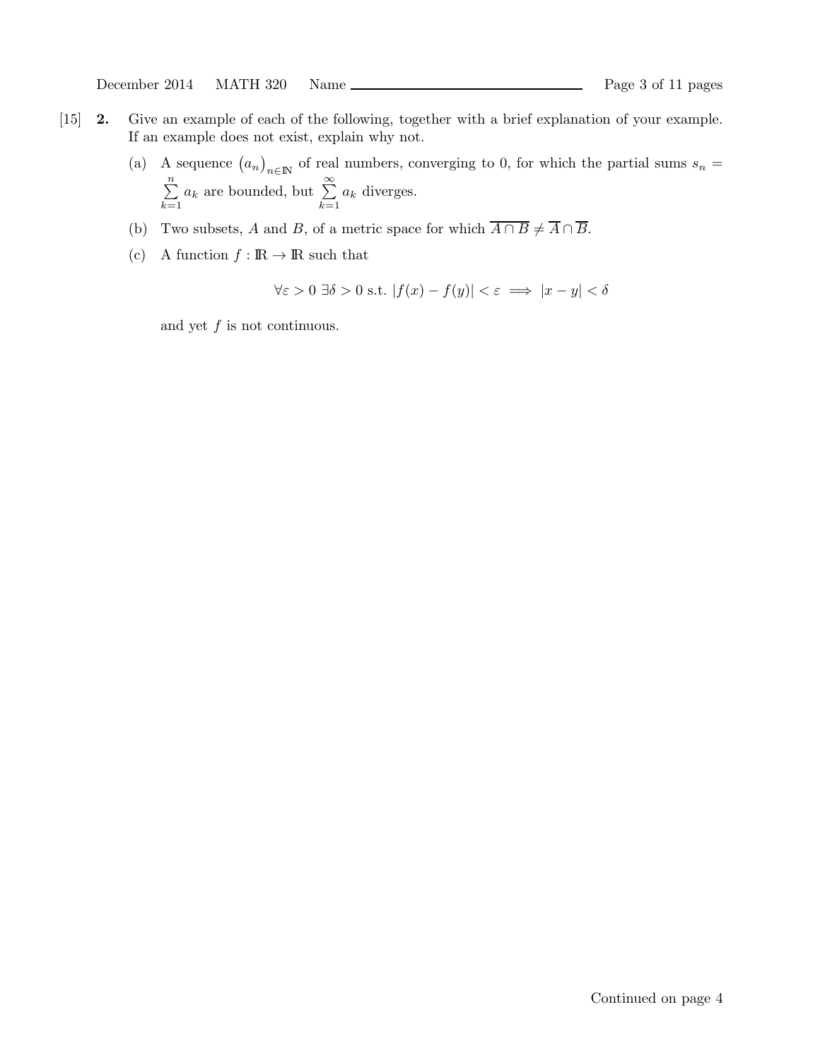[15] **2.** Give an example of each of the following, together with a brief explanation of your example. If an example does not exist, explain why not.

(a) A sequence $(a_n)_{n\in\mathbb{N}}$ of real numbers, converging to 0, for which the partial sums $s_n = \sum_{k=1}^{n} a_k$ are bounded, but $\sum_{k=1}^{\infty} a_k$ diverges.

(b) Two subsets, $A$ and $B$, of a metric space for which $\overline{A \cap B} \neq \overline{A} \cap \overline{B}$.

(c) A function $f : \mathbb{R} \to \mathbb{R}$ such that

$$\forall \varepsilon > 0 \ \exists \delta > 0 \text{ s.t. } |f(x) - f(y)| < \varepsilon \implies |x - y| < \delta$$

and yet $f$ is not continuous.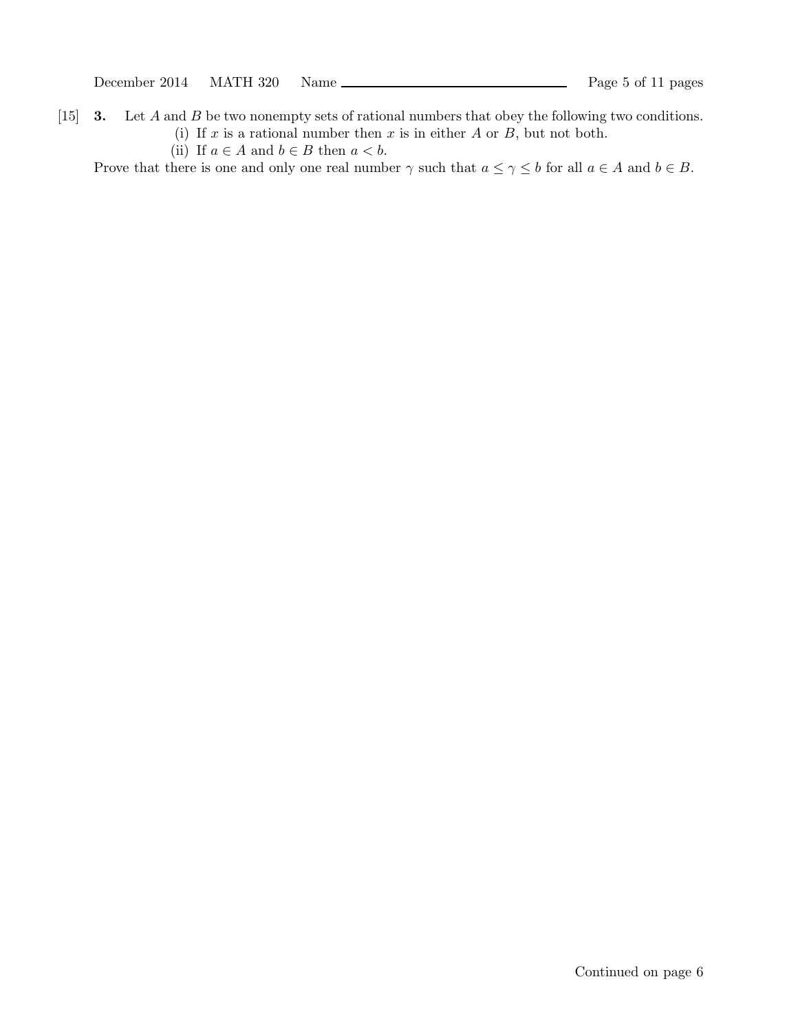[15] **3.** Let $A$ and $B$ be two nonempty sets of rational numbers that obey the following two conditions.

(i) If $x$ is a rational number then $x$ is in either $A$ or $B$, but not both.

(ii) If $a \in A$ and $b \in B$ then $a < b$.

Prove that there is one and only one real number $\gamma$ such that $a \leq \gamma \leq b$ for all $a \in A$ and $b \in B$.

Continued on page 6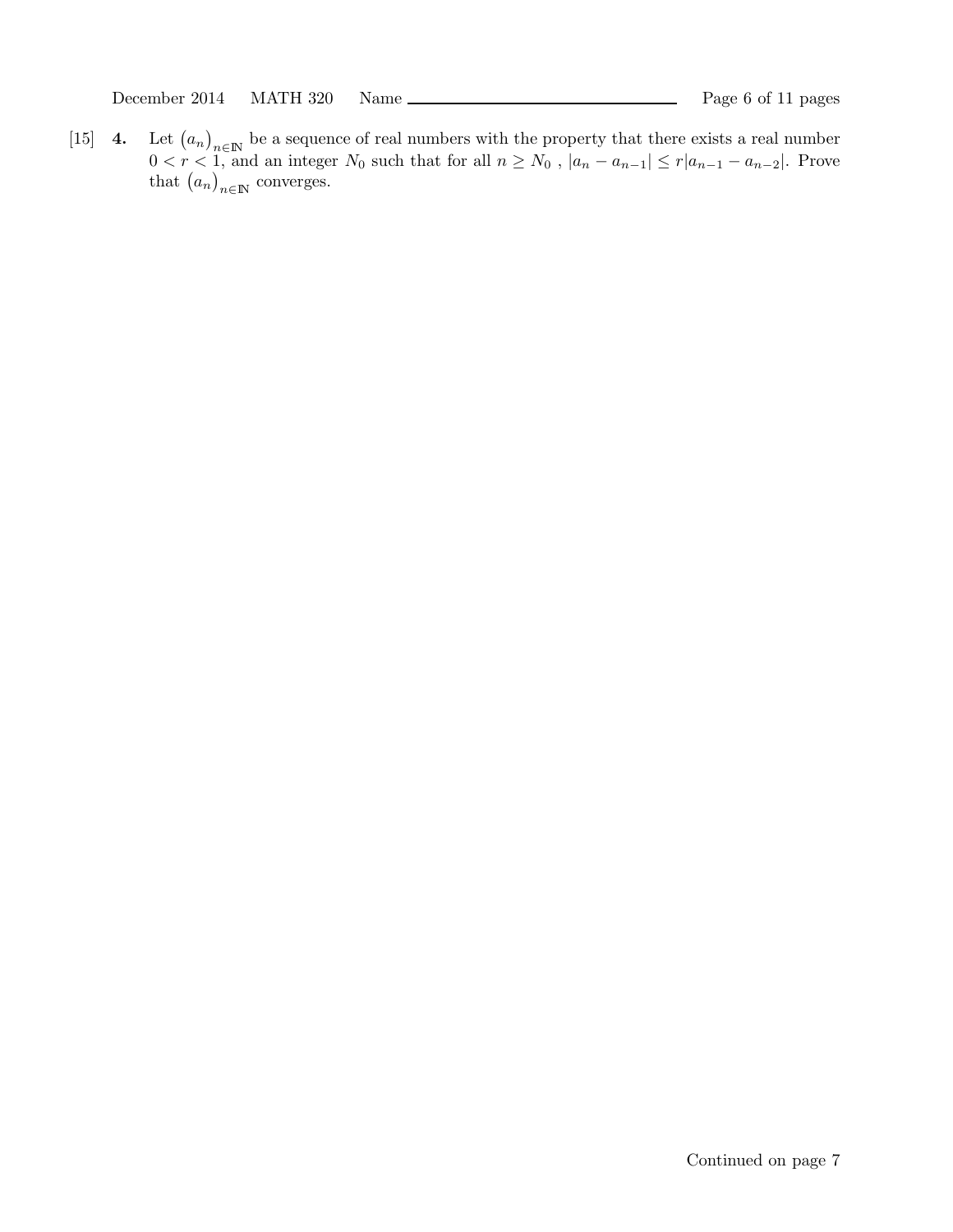[15] **4.** Let $(a_n)_{n\in\mathbb{N}}$ be a sequence of real numbers with the property that there exists a real number $0 < r < 1$, and an integer $N_0$ such that for all $n \geq N_0$ , $|a_n - a_{n-1}| \leq r|a_{n-1} - a_{n-2}|$. Prove that $(a_n)_{n\in\mathbb{N}}$ converges.

Continued on page 7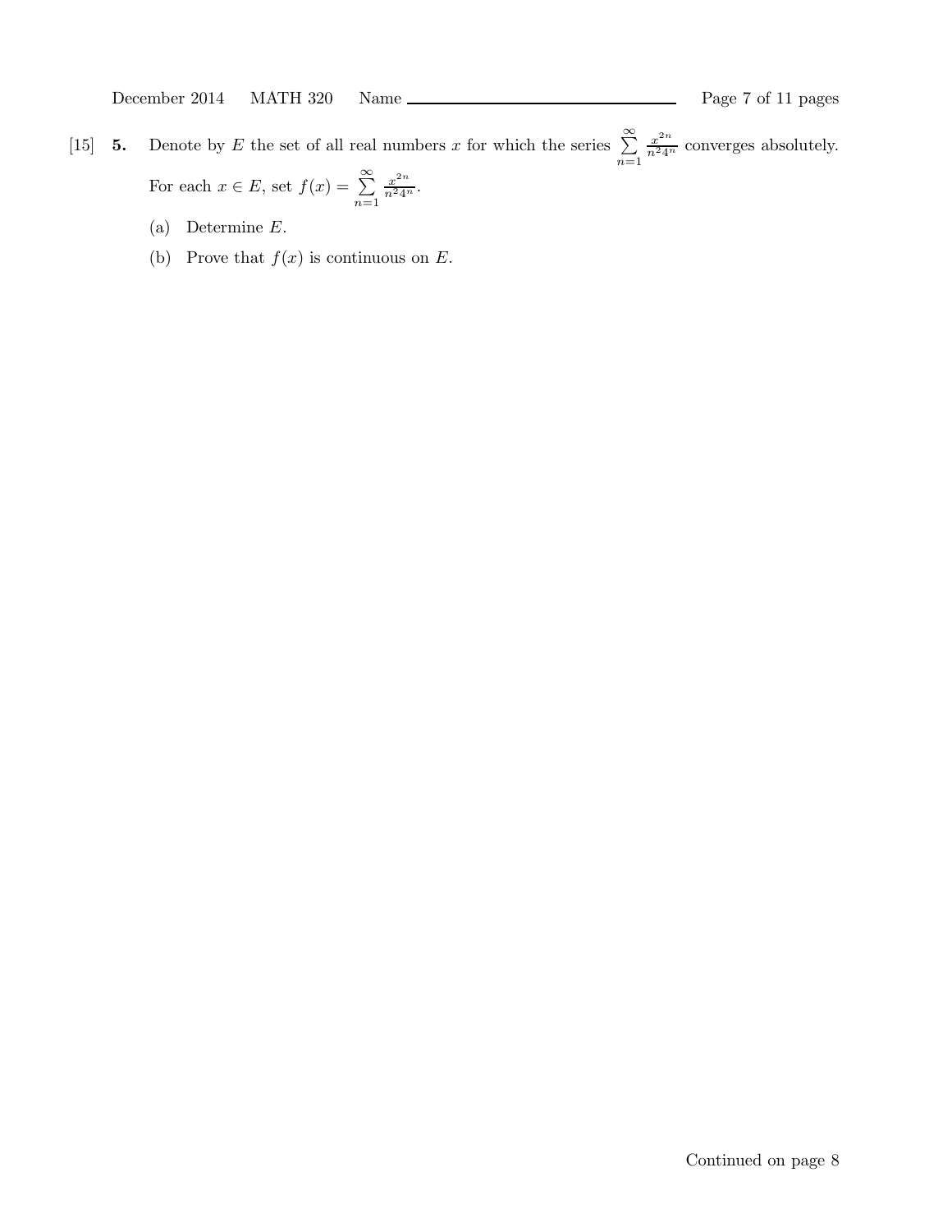[15] **5.** Denote by $E$ the set of all real numbers $x$ for which the series $\sum_{n=1}^{\infty} \frac{x^{2n}}{n^2 4^n}$ converges absolutely. For each $x \in E$, set $f(x) = \sum_{n=1}^{\infty} \frac{x^{2n}}{n^2 4^n}$.

(a) Determine $E$.

(b) Prove that $f(x)$ is continuous on $E$.

Continued on page 8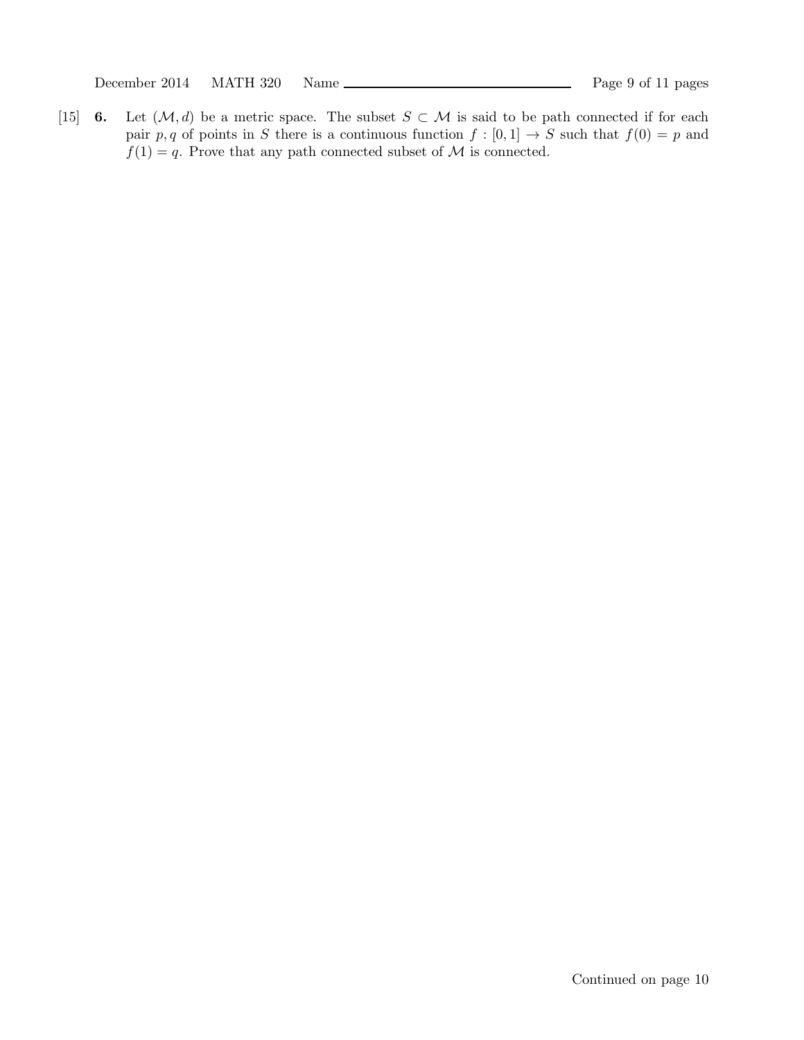[15] **6.** Let $(\mathcal{M}, d)$ be a metric space. The subset $S \subset \mathcal{M}$ is said to be path connected if for each pair $p, q$ of points in $S$ there is a continuous function $f : [0, 1] \to S$ such that $f(0) = p$ and $f(1) = q$. Prove that any path connected subset of $\mathcal{M}$ is connected.

Continued on page 10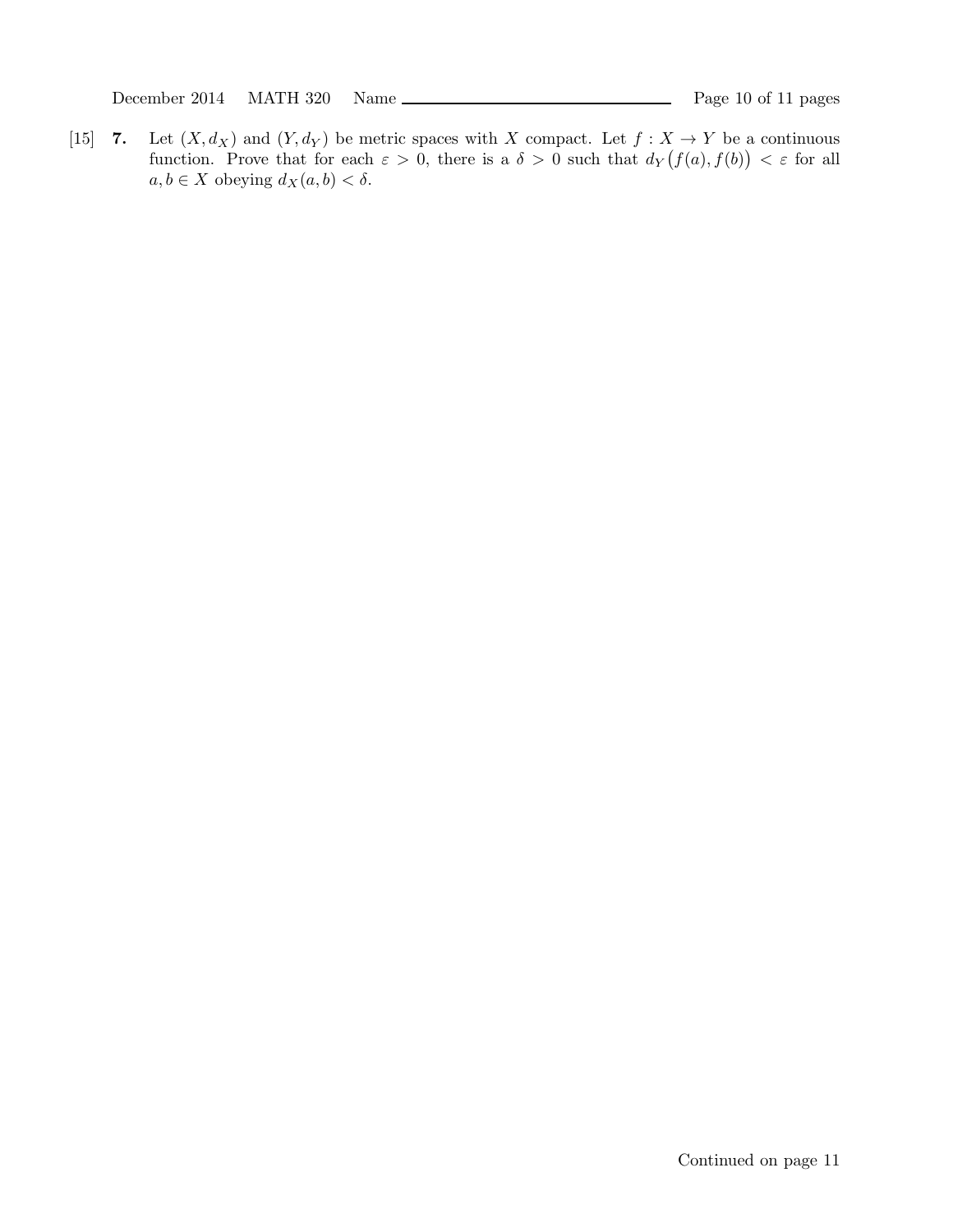[15] **7.** Let $(X, d_X)$ and $(Y, d_Y)$ be metric spaces with $X$ compact. Let $f : X \to Y$ be a continuous function. Prove that for each $\varepsilon > 0$, there is a $\delta > 0$ such that $d_Y\big(f(a), f(b)\big) < \varepsilon$ for all $a, b \in X$ obeying $d_X(a, b) < \delta$.

Continued on page 11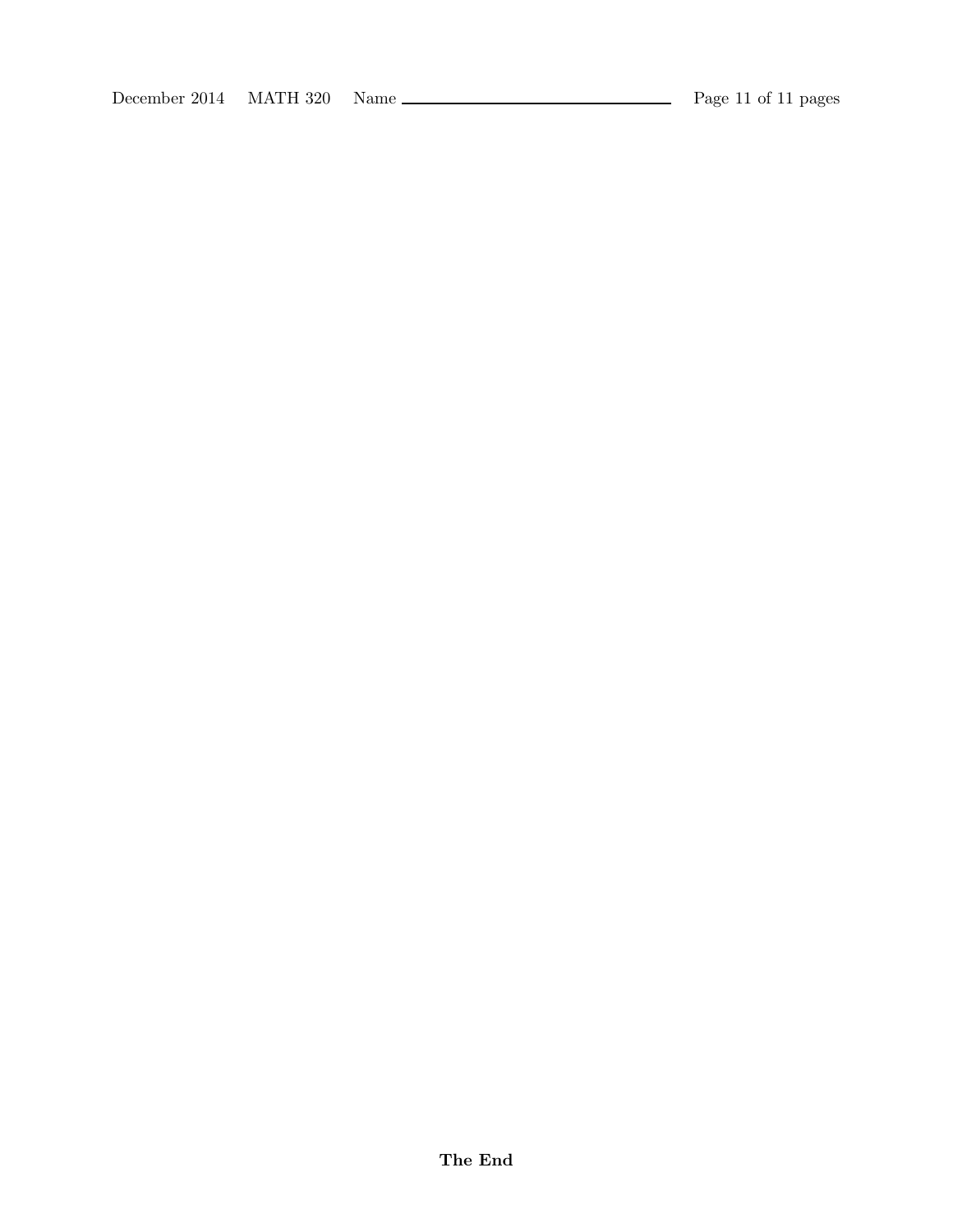**The End**